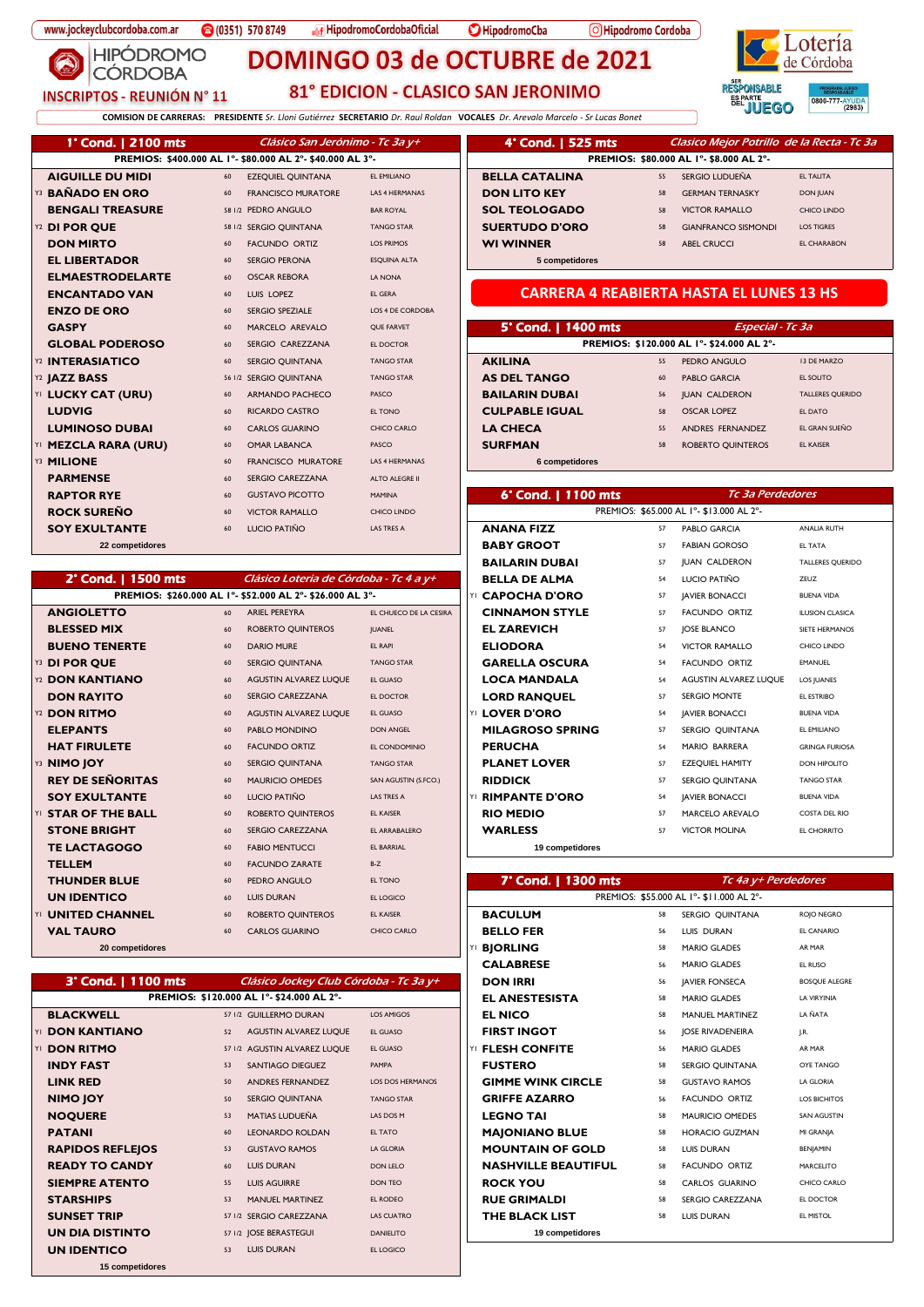www.jockeyclubcordoba.com.ar (0351) 570 8749 HipodromoCordobaOficial HipodromoCba Hipodromo Cordoba

# HIPÓDROMO CÓRDOBA

# DOMINGO 03 de OCTUBRE de 2021

## INSCRIPTOS - REUNIÓN N° 11

## 81° EDICION - CLASICO SAN JERONIMO

Lotería de Córdoba — SER RESPONSABLE ES PARTE DEL JUEGO — 0800-777-AYUDA (2983)

**COMISION DE CARRERAS: PRESIDENTE** *Sr. Lloni Gutiérrez* **SECRETARIO** *Dr. Raul Roldan* **VOCALES** *Dr. Arevalo Marcelo - Sr Lucas Bonet*

### 1° Cond. | 2100 mts — *Clásico San Jerónimo - Tc 3a y+*

PREMIOS: $400.000 AL 1°- $80.000 AL 2°- $40.000 AL 3°-

| | Caballo | Kg | Jockey | Caballeriza |
|---|---|---|---|---|
| | AIGUILLE DU MIDI | 60 | EZEQUIEL QUINTANA | EL EMILIANO |
| Y3 | BAÑADO EN ORO | 60 | FRANCISCO MURATORE | LAS 4 HERMANAS |
| | BENGALI TREASURE | 58 1/2 | PEDRO ANGULO | BAR ROYAL |
| Y2 | DI POR QUE | 58 1/2 | SERGIO QUINTANA | TANGO STAR |
| | DON MIRTO | 60 | FACUNDO ORTIZ | LOS PRIMOS |
| | EL LIBERTADOR | 60 | SERGIO PERONA | ESQUINA ALTA |
| | ELMAESTRODELARTE | 60 | OSCAR REBORA | LA NONA |
| | ENCANTADO VAN | 60 | LUIS LOPEZ | EL GERA |
| | ENZO DE ORO | 60 | SERGIO SPEZIALE | LOS 4 DE CORDOBA |
| | GASPY | 60 | MARCELO AREVALO | QUE FARVET |
| | GLOBAL PODEROSO | 60 | SERGIO CAREZZANA | EL DOCTOR |
| Y2 | INTERASIATICO | 60 | SERGIO QUINTANA | TANGO STAR |
| Y2 | JAZZ BASS | 56 1/2 | SERGIO QUINTANA | TANGO STAR |
| Y1 | LUCKY CAT (URU) | 60 | ARMANDO PACHECO | PASCO |
| | LUDVIG | 60 | RICARDO CASTRO | EL TONO |
| | LUMINOSO DUBAI | 60 | CARLOS GUARINO | CHICO CARLO |
| Y1 | MEZCLA RARA (URU) | 60 | OMAR LABANCA | PASCO |
| Y3 | MILIONE | 60 | FRANCISCO MURATORE | LAS 4 HERMANAS |
| | PARMENSE | 60 | SERGIO CAREZZANA | ALTO ALEGRE II |
| | RAPTOR RYE | 60 | GUSTAVO PICOTTO | MAMINA |
| | ROCK SUREÑO | 60 | VICTOR RAMALLO | CHICO LINDO |
| | SOY EXULTANTE | 60 | LUCIO PATIÑO | LAS TRES A |

22 competidores

### 2° Cond. | 1500 mts — *Clásico Loteria de Córdoba - Tc 4 a y+*

PREMIOS: $260.000 AL 1°- $52.000 AL 2°- $26.000 AL 3°-

| | Caballo | Kg | Jockey | Caballeriza |
|---|---|---|---|---|
| | ANGIOLETTO | 60 | ARIEL PEREYRA | EL CHUECO DE LA CESIRA |
| | BLESSED MIX | 60 | ROBERTO QUINTEROS | JUANEL |
| | BUENO TENERTE | 60 | DARIO MURE | EL RAPI |
| Y3 | DI POR QUE | 60 | SERGIO QUINTANA | TANGO STAR |
| Y2 | DON KANTIANO | 60 | AGUSTIN ALVAREZ LUQUE | EL GUASO |
| | DON RAYITO | 60 | SERGIO CAREZZANA | EL DOCTOR |
| Y2 | DON RITMO | 60 | AGUSTIN ALVAREZ LUQUE | EL GUASO |
| | ELEPANTS | 60 | PABLO MONDINO | DON ANGEL |
| | HAT FIRULETE | 60 | FACUNDO ORTIZ | EL CONDOMINIO |
| Y3 | NIMO JOY | 60 | SERGIO QUINTANA | TANGO STAR |
| | REY DE SEÑORITAS | 60 | MAURICIO OMEDES | SAN AGUSTIN (S.FCO.) |
| | SOY EXULTANTE | 60 | LUCIO PATIÑO | LAS TRES A |
| Y1 | STAR OF THE BALL | 60 | ROBERTO QUINTEROS | EL KAISER |
| | STONE BRIGHT | 60 | SERGIO CAREZZANA | EL ARRABALERO |
| | TE LACTAGOGO | 60 | FABIO MENTUCCI | EL BARRIAL |
| | TELLEM | 60 | FACUNDO ZARATE | B-Z |
| | THUNDER BLUE | 60 | PEDRO ANGULO | EL TONO |
| | UN IDENTICO | 60 | LUIS DURAN | EL LOGICO |
| Y1 | UNITED CHANNEL | 60 | ROBERTO QUINTEROS | EL KAISER |
| | VAL TAURO | 60 | CARLOS GUARINO | CHICO CARLO |

20 competidores

### 3° Cond. | 1100 mts — *Clásico Jockey Club Córdoba - Tc 3a y+*

PREMIOS: $120.000 AL 1°- $24.000 AL 2°-

| | Caballo | Kg | Jockey | Caballeriza |
|---|---|---|---|---|
| | BLACKWELL | 57 1/2 | GUILLERMO DURAN | LOS AMIGOS |
| Y1 | DON KANTIANO | 52 | AGUSTIN ALVAREZ LUQUE | EL GUASO |
| Y1 | DON RITMO | 57 1/2 | AGUSTIN ALVAREZ LUQUE | EL GUASO |
| | INDY FAST | 53 | SANTIAGO DIEGUEZ | PAMPA |
| | LINK RED | 50 | ANDRES FERNANDEZ | LOS DOS HERMANOS |
| | NIMO JOY | 50 | SERGIO QUINTANA | TANGO STAR |
| | NOQUERE | 53 | MATIAS LUDUEÑA | LAS DOS M |
| | PATANI | 60 | LEONARDO ROLDAN | EL TATO |
| | RAPIDOS REFLEJOS | 53 | GUSTAVO RAMOS | LA GLORIA |
| | READY TO CANDY | 60 | LUIS DURAN | DON LELO |
| | SIEMPRE ATENTO | 55 | LUIS AGUIRRE | DON TEO |
| | STARSHIPS | 53 | MANUEL MARTINEZ | EL RODEO |
| | SUNSET TRIP | 57 1/2 | SERGIO CAREZZANA | LAS CUATRO |
| | UN DIA DISTINTO | 57 1/2 | JOSE BERASTEGUI | DANIELITO |
| | UN IDENTICO | 53 | LUIS DURAN | EL LOGICO |

15 competidores

### 4° Cond. | 525 mts — *Clasico Mejor Potrillo de la Recta - Tc 3a*

PREMIOS: $80.000 AL 1°- $8.000 AL 2°-

| Caballo | Kg | Jockey | Caballeriza |
|---|---|---|---|
| BELLA CATALINA | 55 | SERGIO LUDUEÑA | EL TALITA |
| DON LITO KEY | 58 | GERMAN TERNASKY | DON JUAN |
| SOL TEOLOGADO | 58 | VICTOR RAMALLO | CHICO LINDO |
| SUERTUDO D'ORO | 58 | GIANFRANCO SISMONDI | LOS TIGRES |
| WI WINNER | 58 | ABEL CRUCCI | EL CHARABON |

5 competidores

**CARRERA 4 REABIERTA HASTA EL LUNES 13 HS**

### 5° Cond. | 1400 mts — *Especial - Tc 3a*

PREMIOS: $120.000 AL 1°- $24.000 AL 2°-

| Caballo | Kg | Jockey | Caballeriza |
|---|---|---|---|
| AKILINA | 55 | PEDRO ANGULO | 13 DE MARZO |
| AS DEL TANGO | 60 | PABLO GARCIA | EL SOLITO |
| BAILARIN DUBAI | 56 | JUAN CALDERON | TALLERES QUERIDO |
| CULPABLE IGUAL | 58 | OSCAR LOPEZ | EL DATO |
| LA CHECA | 55 | ANDRES FERNANDEZ | EL GRAN SUEÑO |
| SURFMAN | 58 | ROBERTO QUINTEROS | EL KAISER |

6 competidores

### 6° Cond. | 1100 mts — *Tc 3a Perdedores*

PREMIOS: $65.000 AL 1°- $13.000 AL 2°-

| | Caballo | Kg | Jockey | Caballeriza |
|---|---|---|---|---|
| | ANANA FIZZ | 57 | PABLO GARCIA | ANALIA RUTH |
| | BABY GROOT | 57 | FABIAN GOROSO | EL TATA |
| | BAILARIN DUBAI | 57 | JUAN CALDERON | TALLERES QUERIDO |
| | BELLA DE ALMA | 54 | LUCIO PATIÑO | ZEUZ |
| Y1 | CAPOCHA D'ORO | 57 | JAVIER BONACCI | BUENA VIDA |
| | CINNAMON STYLE | 57 | FACUNDO ORTIZ | ILUSION CLASICA |
| | EL ZAREVICH | 57 | JOSE BLANCO | SIETE HERMANOS |
| | ELIODORA | 54 | VICTOR RAMALLO | CHICO LINDO |
| | GARELLA OSCURA | 54 | FACUNDO ORTIZ | EMANUEL |
| | LOCA MANDALA | 54 | AGUSTIN ALVAREZ LUQUE | LOS JUANES |
| | LORD RANQUEL | 57 | SERGIO MONTE | EL ESTRIBO |
| Y1 | LOVER D'ORO | 54 | JAVIER BONACCI | BUENA VIDA |
| | MILAGROSO SPRING | 57 | SERGIO QUINTANA | EL EMILIANO |
| | PERUCHA | 54 | MARIO BARRERA | GRINGA FURIOSA |
| | PLANET LOVER | 57 | EZEQUIEL HAMITY | DON HIPOLITO |
| | RIDDICK | 57 | SERGIO QUINTANA | TANGO STAR |
| Y1 | RIMPANTE D'ORO | 54 | JAVIER BONACCI | BUENA VIDA |
| | RIO MEDIO | 57 | MARCELO AREVALO | COSTA DEL RIO |
| | WARLESS | 57 | VICTOR MOLINA | EL CHORRITO |

19 competidores

### 7° Cond. | 1300 mts — *Tc 4a y+ Perdedores*

PREMIOS: $55.000 AL 1°- $11.000 AL 2°-

| | Caballo | Kg | Jockey | Caballeriza |
|---|---|---|---|---|
| | BACULUM | 58 | SERGIO QUINTANA | ROJO NEGRO |
| | BELLO FER | 56 | LUIS DURAN | EL CANARIO |
| Y1 | BJORLING | 58 | MARIO GLADES | AR MAR |
| | CALABRESE | 56 | MARIO GLADES | EL RUSO |
| | DON IRRI | 56 | JAVIER FONSECA | BOSQUE ALEGRE |
| | EL ANESTESISTA | 58 | MARIO GLADES | LA VIRYINIA |
| | EL NICO | 58 | MANUEL MARTINEZ | LA ÑATA |
| | FIRST INGOT | 56 | JOSE RIVADENEIRA | J.R. |
| Y1 | FLESH CONFITE | 56 | MARIO GLADES | AR MAR |
| | FUSTERO | 58 | SERGIO QUINTANA | OYE TANGO |
| | GIMME WINK CIRCLE | 58 | GUSTAVO RAMOS | LA GLORIA |
| | GRIFFE AZARRO | 56 | FACUNDO ORTIZ | LOS BICHITOS |
| | LEGNO TAI | 58 | MAURICIO OMEDES | SAN AGUSTIN |
| | MAJONIANO BLUE | 58 | HORACIO GUZMAN | MI GRANJA |
| | MOUNTAIN OF GOLD | 58 | LUIS DURAN | BENJAMIN |
| | NASHVILLE BEAUTIFUL | 58 | FACUNDO ORTIZ | MARCELITO |
| | ROCK YOU | 58 | CARLOS GUARINO | CHICO CARLO |
| | RUE GRIMALDI | 58 | SERGIO CAREZZANA | EL DOCTOR |
| | THE BLACK LIST | 58 | LUIS DURAN | EL MISTOL |

19 competidores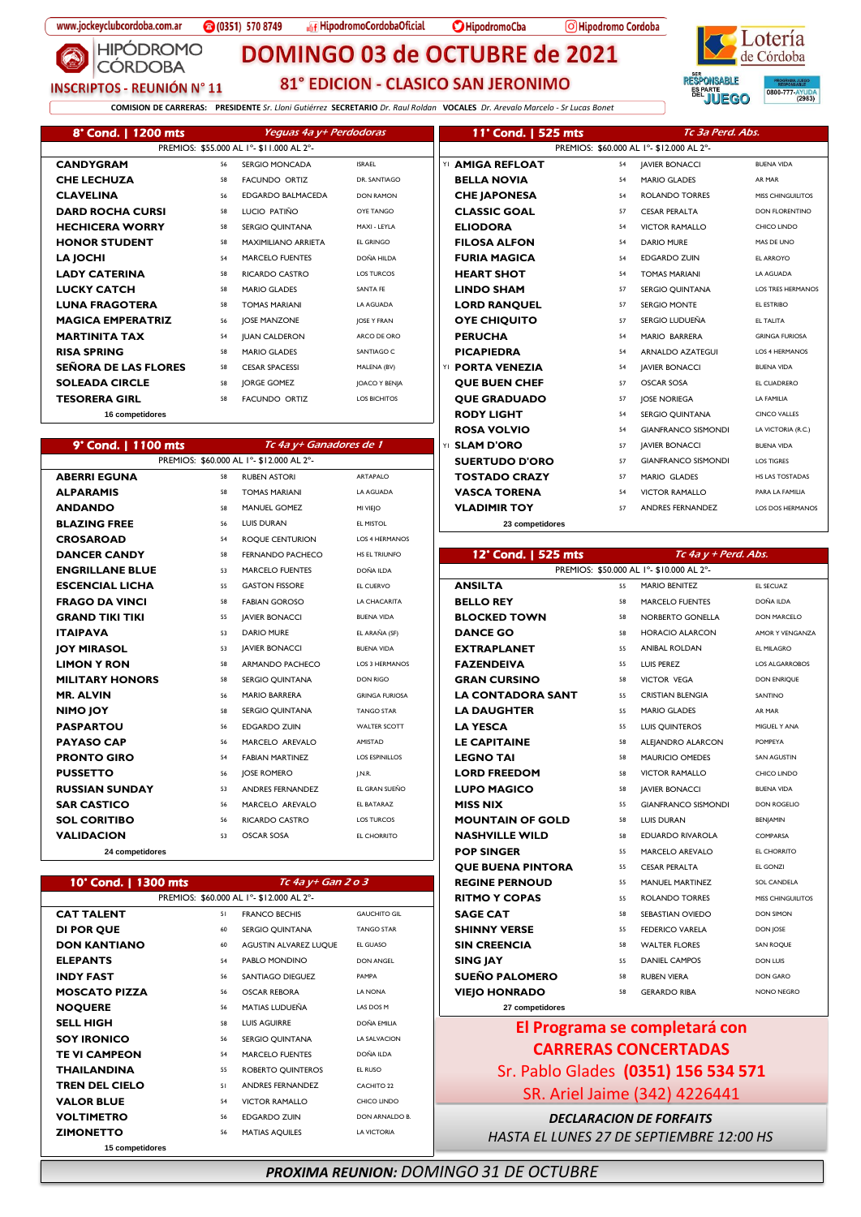www.jockeyclubcordoba.com.ar (0351) 570 8749 HipodromoCordobaOficial HipodromoCba Hipodromo Cordoba

# HIPÓDROMO CÓRDOBA

# DOMINGO 03 de OCTUBRE de 2021

## INSCRIPTOS - REUNIÓN N° 11

## 81° EDICION - CLASICO SAN JERONIMO

Lotería de Córdoba — SER RESPONSABLE ES PARTE DEL JUEGO — 0800-777-AYUDA (2983)

**COMISION DE CARRERAS: PRESIDENTE** *Sr. Lloni Gutiérrez* **SECRETARIO** *Dr. Raul Roldan* **VOCALES** *Dr. Arevalo Marcelo - Sr Lucas Bonet*

## 8° Cond. | 1200 mts — *Yeguas 4a y+ Perdedoras*

PREMIOS: $55.000 AL 1°- $11.000 AL 2°-

| | | | |
|---|---|---|---|
| CANDYGRAM | 56 | SERGIO MONCADA | ISRAEL |
| CHE LECHUZA | 58 | FACUNDO ORTIZ | DR. SANTIAGO |
| CLAVELINA | 56 | EDGARDO BALMACEDA | DON RAMON |
| DARD ROCHA CURSI | 58 | LUCIO PATIÑO | OYE TANGO |
| HECHICERA WORRY | 58 | SERGIO QUINTANA | MAXI - LEYLA |
| HONOR STUDENT | 58 | MAXIMILIANO ARRIETA | EL GRINGO |
| LA JOCHI | 54 | MARCELO FUENTES | DOÑA HILDA |
| LADY CATERINA | 58 | RICARDO CASTRO | LOS TURCOS |
| LUCKY CATCH | 58 | MARIO GLADES | SANTA FE |
| LUNA FRAGOTERA | 58 | TOMAS MARIANI | LA AGUADA |
| MAGICA EMPERATRIZ | 56 | JOSE MANZONE | JOSE Y FRAN |
| MARTINITA TAX | 54 | JUAN CALDERON | ARCO DE ORO |
| RISA SPRING | 58 | MARIO GLADES | SANTIAGO C |
| SEÑORA DE LAS FLORES | 58 | CESAR SPACESSI | MALENA (BV) |
| SOLEADA CIRCLE | 58 | JORGE GOMEZ | JOACO Y BENJA |
| TESORERA GIRL | 58 | FACUNDO ORTIZ | LOS BICHITOS |

16 competidores

## 9° Cond. | 1100 mts — *Tc 4a y+ Ganadores de 1*

PREMIOS: $60.000 AL 1°- $12.000 AL 2°-

| | | | |
|---|---|---|---|
| ABERRI EGUNA | 58 | RUBEN ASTORI | ARTAPALO |
| ALPARAMIS | 58 | TOMAS MARIANI | LA AGUADA |
| ANDANDO | 58 | MANUEL GOMEZ | MI VIEJO |
| BLAZING FREE | 56 | LUIS DURAN | EL MISTOL |
| CROSAROAD | 54 | ROQUE CENTURION | LOS 4 HERMANOS |
| DANCER CANDY | 58 | FERNANDO PACHECO | HS EL TRIUNFO |
| ENGRILLANE BLUE | 53 | MARCELO FUENTES | DOÑA ILDA |
| ESCENCIAL LICHA | 55 | GASTON FISSORE | EL CUERVO |
| FRAGO DA VINCI | 58 | FABIAN GOROSO | LA CHACARITA |
| GRAND TIKI TIKI | 55 | JAVIER BONACCI | BUENA VIDA |
| ITAIPAVA | 53 | DARIO MURE | EL ARAÑA (SF) |
| JOY MIRASOL | 53 | JAVIER BONACCI | BUENA VIDA |
| LIMON Y RON | 58 | ARMANDO PACHECO | LOS 3 HERMANOS |
| MILITARY HONORS | 58 | SERGIO QUINTANA | DON RIGO |
| MR. ALVIN | 56 | MARIO BARRERA | GRINGA FURIOSA |
| NIMO JOY | 58 | SERGIO QUINTANA | TANGO STAR |
| PASPARTOU | 56 | EDGARDO ZUIN | WALTER SCOTT |
| PAYASO CAP | 56 | MARCELO AREVALO | AMISTAD |
| PRONTO GIRO | 54 | FABIAN MARTINEZ | LOS ESPINILLOS |
| PUSSETTO | 56 | JOSE ROMERO | J.N.R. |
| RUSSIAN SUNDAY | 53 | ANDRES FERNANDEZ | EL GRAN SUEÑO |
| SAR CASTICO | 56 | MARCELO AREVALO | EL BATARAZ |
| SOL CORITIBO | 56 | RICARDO CASTRO | LOS TURCOS |
| VALIDACION | 53 | OSCAR SOSA | EL CHORRITO |

24 competidores

## 10° Cond. | 1300 mts — *Tc 4a y+ Gan 2 o 3*

PREMIOS: $60.000 AL 1°- $12.000 AL 2°-

| | | | |
|---|---|---|---|
| CAT TALENT | 51 | FRANCO BECHIS | GAUCHITO GIL |
| DI POR QUE | 60 | SERGIO QUINTANA | TANGO STAR |
| DON KANTIANO | 60 | AGUSTIN ALVAREZ LUQUE | EL GUASO |
| ELEPANTS | 54 | PABLO MONDINO | DON ANGEL |
| INDY FAST | 56 | SANTIAGO DIEGUEZ | PAMPA |
| MOSCATO PIZZA | 56 | OSCAR REBORA | LA NONA |
| NOQUERE | 56 | MATIAS LUDUEÑA | LAS DOS M |
| SELL HIGH | 58 | LUIS AGUIRRE | DOÑA EMILIA |
| SOY IRONICO | 56 | SERGIO QUINTANA | LA SALVACION |
| TE VI CAMPEON | 54 | MARCELO FUENTES | DOÑA ILDA |
| THAILANDINA | 55 | ROBERTO QUINTEROS | EL RUSO |
| TREN DEL CIELO | 51 | ANDRES FERNANDEZ | CACHITO 22 |
| VALOR BLUE | 54 | VICTOR RAMALLO | CHICO LINDO |
| VOLTIMETRO | 56 | EDGARDO ZUIN | DON ARNALDO B. |
| ZIMONETTO | 56 | MATIAS AQUILES | LA VICTORIA |

15 competidores

## 11° Cond. | 525 mts — *Tc 3a Perd. Abs.*

PREMIOS: $60.000 AL 1°- $12.000 AL 2°-

| | | | | |
|---|---|---|---|---|
| YI | AMIGA REFLOAT | 54 | JAVIER BONACCI | BUENA VIDA |
| | BELLA NOVIA | 54 | MARIO GLADES | AR MAR |
| | CHE JAPONESA | 54 | ROLANDO TORRES | MISS CHINGUILITOS |
| | CLASSIC GOAL | 57 | CESAR PERALTA | DON FLORENTINO |
| | ELIODORA | 54 | VICTOR RAMALLO | CHICO LINDO |
| | FILOSA ALFON | 54 | DARIO MURE | MAS DE UNO |
| | FURIA MAGICA | 54 | EDGARDO ZUIN | EL ARROYO |
| | HEART SHOT | 54 | TOMAS MARIANI | LA AGUADA |
| | LINDO SHAM | 57 | SERGIO QUINTANA | LOS TRES HERMANOS |
| | LORD RANQUEL | 57 | SERGIO MONTE | EL ESTRIBO |
| | OYE CHIQUITO | 57 | SERGIO LUDUEÑA | EL TALITA |
| | PERUCHA | 54 | MARIO BARRERA | GRINGA FURIOSA |
| | PICAPIEDRA | 54 | ARNALDO AZATEGUI | LOS 4 HERMANOS |
| YI | PORTA VENEZIA | 54 | JAVIER BONACCI | BUENA VIDA |
| | QUE BUEN CHEF | 57 | OSCAR SOSA | EL CUADRERO |
| | QUE GRADUADO | 57 | JOSE NORIEGA | LA FAMILIA |
| | RODY LIGHT | 54 | SERGIO QUINTANA | CINCO VALLES |
| | ROSA VOLVIO | 54 | GIANFRANCO SISMONDI | LA VICTORIA (R.C.) |
| YI | SLAM D'ORO | 57 | JAVIER BONACCI | BUENA VIDA |
| | SUERTUDO D'ORO | 57 | GIANFRANCO SISMONDI | LOS TIGRES |
| | TOSTADO CRAZY | 57 | MARIO GLADES | HS LAS TOSTADAS |
| | VASCA TORENA | 54 | VICTOR RAMALLO | PARA LA FAMILIA |
| | VLADIMIR TOY | 57 | ANDRES FERNANDEZ | LOS DOS HERMANOS |

23 competidores

## 12° Cond. | 525 mts — *Tc 4a y + Perd. Abs.*

PREMIOS: $50.000 AL 1°- $10.000 AL 2°-

| | | | |
|---|---|---|---|
| ANSILTA | 55 | MARIO BENITEZ | EL SECUAZ |
| BELLO REY | 58 | MARCELO FUENTES | DOÑA ILDA |
| BLOCKED TOWN | 58 | NORBERTO GONELLA | DON MARCELO |
| DANCE GO | 58 | HORACIO ALARCON | AMOR Y VENGANZA |
| EXTRAPLANET | 55 | ANIBAL ROLDAN | EL MILAGRO |
| FAZENDEIVA | 55 | LUIS PEREZ | LOS ALGARROBOS |
| GRAN CURSINO | 58 | VICTOR VEGA | DON ENRIQUE |
| LA CONTADORA SANT | 55 | CRISTIAN BLENGIA | SANTINO |
| LA DAUGHTER | 55 | MARIO GLADES | AR MAR |
| LA YESCA | 55 | LUIS QUINTEROS | MIGUEL Y ANA |
| LE CAPITAINE | 58 | ALEJANDRO ALARCON | POMPEYA |
| LEGNO TAI | 58 | MAURICIO OMEDES | SAN AGUSTIN |
| LORD FREEDOM | 58 | VICTOR RAMALLO | CHICO LINDO |
| LUPO MAGICO | 58 | JAVIER BONACCI | BUENA VIDA |
| MISS NIX | 55 | GIANFRANCO SISMONDI | DON ROGELIO |
| MOUNTAIN OF GOLD | 58 | LUIS DURAN | BENJAMIN |
| NASHVILLE WILD | 58 | EDUARDO RIVAROLA | COMPARSA |
| POP SINGER | 55 | MARCELO AREVALO | EL CHORRITO |
| QUE BUENA PINTORA | 55 | CESAR PERALTA | EL GONZI |
| REGINE PERNOUD | 55 | MANUEL MARTINEZ | SOL CANDELA |
| RITMO Y COPAS | 55 | ROLANDO TORRES | MISS CHINGUILITOS |
| SAGE CAT | 58 | SEBASTIAN OVIEDO | DON SIMON |
| SHINNY VERSE | 55 | FEDERICO VARELA | DON JOSE |
| SIN CREENCIA | 58 | WALTER FLORES | SAN ROQUE |
| SING JAY | 55 | DANIEL CAMPOS | DON LUIS |
| SUEÑO PALOMERO | 58 | RUBEN VIERA | DON GARO |
| VIEJO HONRADO | 58 | GERARDO RIBA | NONO NEGRO |

27 competidores

**El Programa se completará con**
**CARRERAS CONCERTADAS**
Sr. Pablo Glades **(0351) 156 534 571**
SR. Ariel Jaime (342) 4226441

***DECLARACION DE FORFAITS***
*HASTA EL LUNES 27 DE SEPTIEMBRE 12:00 HS*

***PROXIMA REUNION:*** *DOMINGO 31 DE OCTUBRE*